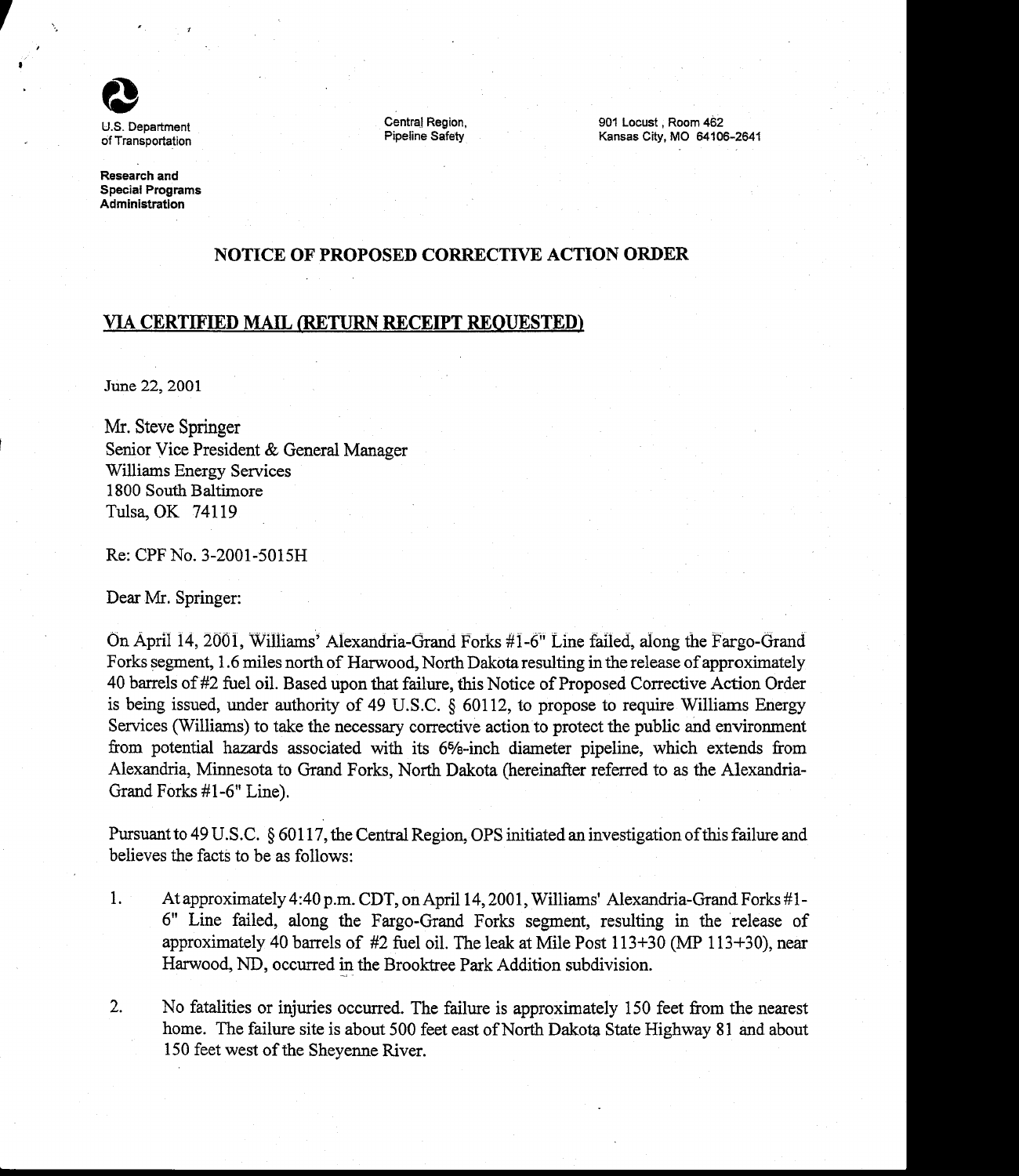U.S. Department of Transportation

Research and Special Programs Administration

Central Region, Pipeline Safety

901 Locust, Room 462
Kansas City, MO 64106-2641

## NOTICE OF PROPOSED CORRECTIVE ACTION ORDER

**VIA CERTIFIED MAIL (RETURN RECEIPT REQUESTED)**

June 22, 2001

Mr. Steve Springer
Senior Vice President & General Manager
Williams Energy Services
1800 South Baltimore
Tulsa, OK 74119

Re: CPF No. 3-2001-5015H

Dear Mr. Springer:

On April 14, 2001, Williams' Alexandria-Grand Forks #1-6" Line failed, along the Fargo-Grand Forks segment, 1.6 miles north of Harwood, North Dakota resulting in the release of approximately 40 barrels of #2 fuel oil. Based upon that failure, this Notice of Proposed Corrective Action Order is being issued, under authority of 49 U.S.C. § 60112, to propose to require Williams Energy Services (Williams) to take the necessary corrective action to protect the public and environment from potential hazards associated with its 6⅝-inch diameter pipeline, which extends from Alexandria, Minnesota to Grand Forks, North Dakota (hereinafter referred to as the Alexandria-Grand Forks #1-6" Line).

Pursuant to 49 U.S.C. § 60117, the Central Region, OPS initiated an investigation of this failure and believes the facts to be as follows:

1. At approximately 4:40 p.m. CDT, on April 14, 2001, Williams' Alexandria-Grand Forks #1-6" Line failed, along the Fargo-Grand Forks segment, resulting in the release of approximately 40 barrels of #2 fuel oil. The leak at Mile Post 113+30 (MP 113+30), near Harwood, ND, occurred in the Brooktree Park Addition subdivision.

2. No fatalities or injuries occurred. The failure is approximately 150 feet from the nearest home. The failure site is about 500 feet east of North Dakota State Highway 81 and about 150 feet west of the Sheyenne River.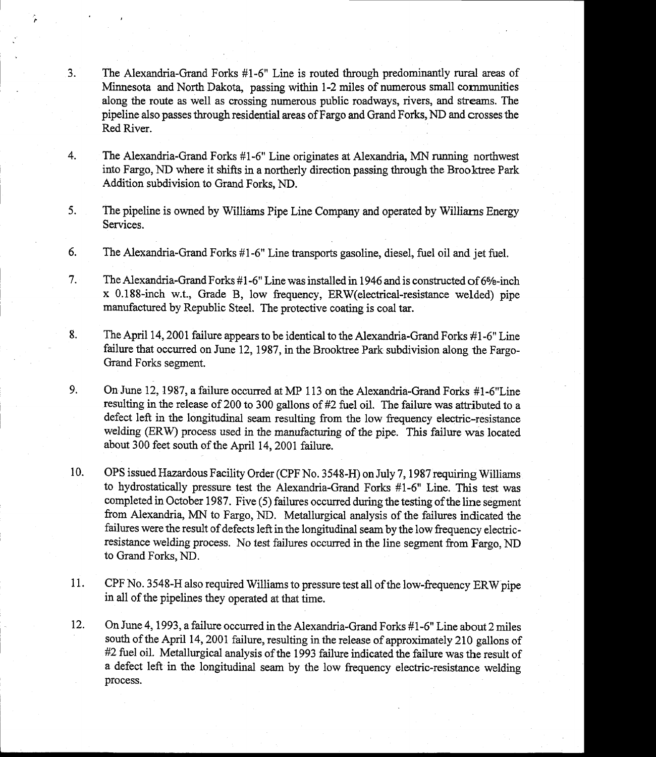3. The Alexandria-Grand Forks #1-6" Line is routed through predominantly rural areas of Minnesota and North Dakota, passing within 1-2 miles of numerous small communities along the route as well as crossing numerous public roadways, rivers, and streams. The pipeline also passes through residential areas of Fargo and Grand Forks, ND and crosses the Red River.

4. The Alexandria-Grand Forks #1-6" Line originates at Alexandria, MN running northwest into Fargo, ND where it shifts in a northerly direction passing through the Brooktree Park Addition subdivision to Grand Forks, ND.

5. The pipeline is owned by Williams Pipe Line Company and operated by Williams Energy Services.

6. The Alexandria-Grand Forks #1-6" Line transports gasoline, diesel, fuel oil and jet fuel.

7. The Alexandria-Grand Forks #1-6" Line was installed in 1946 and is constructed of 6⅝-inch x 0.188-inch w.t., Grade B, low frequency, ERW(electrical-resistance welded) pipe manufactured by Republic Steel. The protective coating is coal tar.

8. The April 14, 2001 failure appears to be identical to the Alexandria-Grand Forks #1-6" Line failure that occurred on June 12, 1987, in the Brooktree Park subdivision along the Fargo-Grand Forks segment.

9. On June 12, 1987, a failure occurred at MP 113 on the Alexandria-Grand Forks #1-6"Line resulting in the release of 200 to 300 gallons of #2 fuel oil. The failure was attributed to a defect left in the longitudinal seam resulting from the low frequency electric-resistance welding (ERW) process used in the manufacturing of the pipe. This failure was located about 300 feet south of the April 14, 2001 failure.

10. OPS issued Hazardous Facility Order (CPF No. 3548-H) on July 7, 1987 requiring Williams to hydrostatically pressure test the Alexandria-Grand Forks #1-6" Line. This test was completed in October 1987. Five (5) failures occurred during the testing of the line segment from Alexandria, MN to Fargo, ND. Metallurgical analysis of the failures indicated the failures were the result of defects left in the longitudinal seam by the low frequency electric-resistance welding process. No test failures occurred in the line segment from Fargo, ND to Grand Forks, ND.

11. CPF No. 3548-H also required Williams to pressure test all of the low-frequency ERW pipe in all of the pipelines they operated at that time.

12. On June 4, 1993, a failure occurred in the Alexandria-Grand Forks #1-6" Line about 2 miles south of the April 14, 2001 failure, resulting in the release of approximately 210 gallons of #2 fuel oil. Metallurgical analysis of the 1993 failure indicated the failure was the result of a defect left in the longitudinal seam by the low frequency electric-resistance welding process.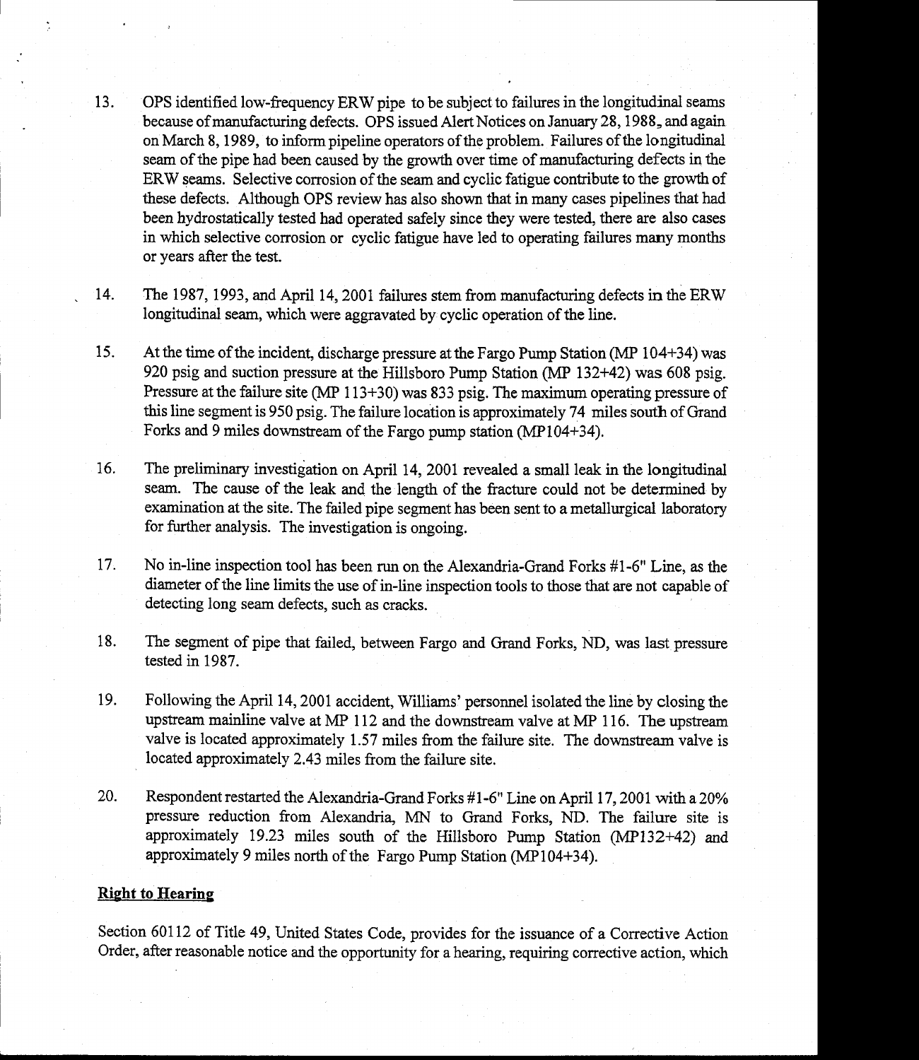13. OPS identified low-frequency ERW pipe to be subject to failures in the longitudinal seams because of manufacturing defects. OPS issued Alert Notices on January 28, 1988, and again on March 8, 1989, to inform pipeline operators of the problem. Failures of the longitudinal seam of the pipe had been caused by the growth over time of manufacturing defects in the ERW seams. Selective corrosion of the seam and cyclic fatigue contribute to the growth of these defects. Although OPS review has also shown that in many cases pipelines that had been hydrostatically tested had operated safely since they were tested, there are also cases in which selective corrosion or cyclic fatigue have led to operating failures many months or years after the test.

14. The 1987, 1993, and April 14, 2001 failures stem from manufacturing defects in the ERW longitudinal seam, which were aggravated by cyclic operation of the line.

15. At the time of the incident, discharge pressure at the Fargo Pump Station (MP 104+34) was 920 psig and suction pressure at the Hillsboro Pump Station (MP 132+42) was 608 psig. Pressure at the failure site (MP 113+30) was 833 psig. The maximum operating pressure of this line segment is 950 psig. The failure location is approximately 74 miles south of Grand Forks and 9 miles downstream of the Fargo pump station (MP104+34).

16. The preliminary investigation on April 14, 2001 revealed a small leak in the longitudinal seam. The cause of the leak and the length of the fracture could not be determined by examination at the site. The failed pipe segment has been sent to a metallurgical laboratory for further analysis. The investigation is ongoing.

17. No in-line inspection tool has been run on the Alexandria-Grand Forks #1-6" Line, as the diameter of the line limits the use of in-line inspection tools to those that are not capable of detecting long seam defects, such as cracks.

18. The segment of pipe that failed, between Fargo and Grand Forks, ND, was last pressure tested in 1987.

19. Following the April 14, 2001 accident, Williams' personnel isolated the line by closing the upstream mainline valve at MP 112 and the downstream valve at MP 116. The upstream valve is located approximately 1.57 miles from the failure site. The downstream valve is located approximately 2.43 miles from the failure site.

20. Respondent restarted the Alexandria-Grand Forks #1-6" Line on April 17, 2001 with a 20% pressure reduction from Alexandria, MN to Grand Forks, ND. The failure site is approximately 19.23 miles south of the Hillsboro Pump Station (MP132+42) and approximately 9 miles north of the Fargo Pump Station (MP104+34).

**Right to Hearing**

Section 60112 of Title 49, United States Code, provides for the issuance of a Corrective Action Order, after reasonable notice and the opportunity for a hearing, requiring corrective action, which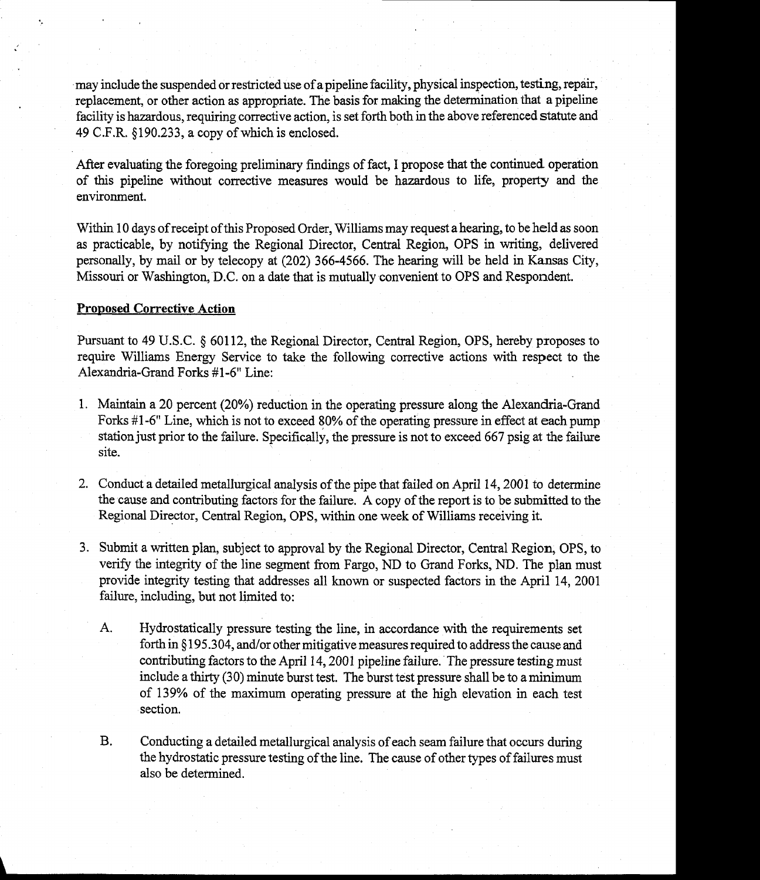may include the suspended or restricted use of a pipeline facility, physical inspection, testing, repair, replacement, or other action as appropriate. The basis for making the determination that a pipeline facility is hazardous, requiring corrective action, is set forth both in the above referenced statute and 49 C.F.R. §190.233, a copy of which is enclosed.

After evaluating the foregoing preliminary findings of fact, I propose that the continued operation of this pipeline without corrective measures would be hazardous to life, property and the environment.

Within 10 days of receipt of this Proposed Order, Williams may request a hearing, to be held as soon as practicable, by notifying the Regional Director, Central Region, OPS in writing, delivered personally, by mail or by telecopy at (202) 366-4566. The hearing will be held in Kansas City, Missouri or Washington, D.C. on a date that is mutually convenient to OPS and Respondent.

**Proposed Corrective Action**

Pursuant to 49 U.S.C. § 60112, the Regional Director, Central Region, OPS, hereby proposes to require Williams Energy Service to take the following corrective actions with respect to the Alexandria-Grand Forks #1-6" Line:

1. Maintain a 20 percent (20%) reduction in the operating pressure along the Alexandria-Grand Forks #1-6" Line, which is not to exceed 80% of the operating pressure in effect at each pump station just prior to the failure. Specifically, the pressure is not to exceed 667 psig at the failure site.

2. Conduct a detailed metallurgical analysis of the pipe that failed on April 14, 2001 to determine the cause and contributing factors for the failure. A copy of the report is to be submitted to the Regional Director, Central Region, OPS, within one week of Williams receiving it.

3. Submit a written plan, subject to approval by the Regional Director, Central Region, OPS, to verify the integrity of the line segment from Fargo, ND to Grand Forks, ND. The plan must provide integrity testing that addresses all known or suspected factors in the April 14, 2001 failure, including, but not limited to:

   A. Hydrostatically pressure testing the line, in accordance with the requirements set forth in §195.304, and/or other mitigative measures required to address the cause and contributing factors to the April 14, 2001 pipeline failure. The pressure testing must include a thirty (30) minute burst test. The burst test pressure shall be to a minimum of 139% of the maximum operating pressure at the high elevation in each test section.

   B. Conducting a detailed metallurgical analysis of each seam failure that occurs during the hydrostatic pressure testing of the line. The cause of other types of failures must also be determined.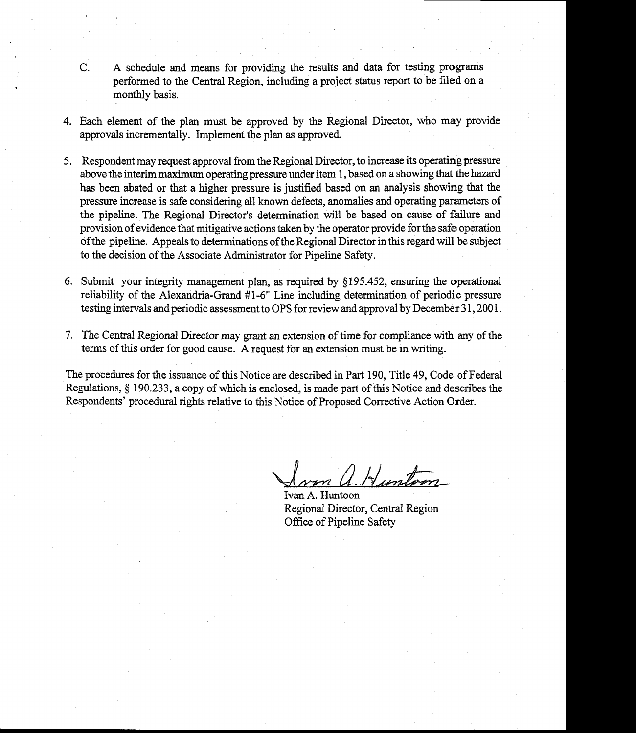C. A schedule and means for providing the results and data for testing programs performed to the Central Region, including a project status report to be filed on a monthly basis.

4. Each element of the plan must be approved by the Regional Director, who may provide approvals incrementally. Implement the plan as approved.

5. Respondent may request approval from the Regional Director, to increase its operating pressure above the interim maximum operating pressure under item 1, based on a showing that the hazard has been abated or that a higher pressure is justified based on an analysis showing that the pressure increase is safe considering all known defects, anomalies and operating parameters of the pipeline. The Regional Director's determination will be based on cause of failure and provision of evidence that mitigative actions taken by the operator provide for the safe operation of the pipeline. Appeals to determinations of the Regional Director in this regard will be subject to the decision of the Associate Administrator for Pipeline Safety.

6. Submit your integrity management plan, as required by §195.452, ensuring the operational reliability of the Alexandria-Grand #1-6" Line including determination of periodic pressure testing intervals and periodic assessment to OPS for review and approval by December 31, 2001.

7. The Central Regional Director may grant an extension of time for compliance with any of the terms of this order for good cause. A request for an extension must be in writing.

The procedures for the issuance of this Notice are described in Part 190, Title 49, Code of Federal Regulations, § 190.233, a copy of which is enclosed, is made part of this Notice and describes the Respondents' procedural rights relative to this Notice of Proposed Corrective Action Order.

Ivan A. Huntoon
Regional Director, Central Region
Office of Pipeline Safety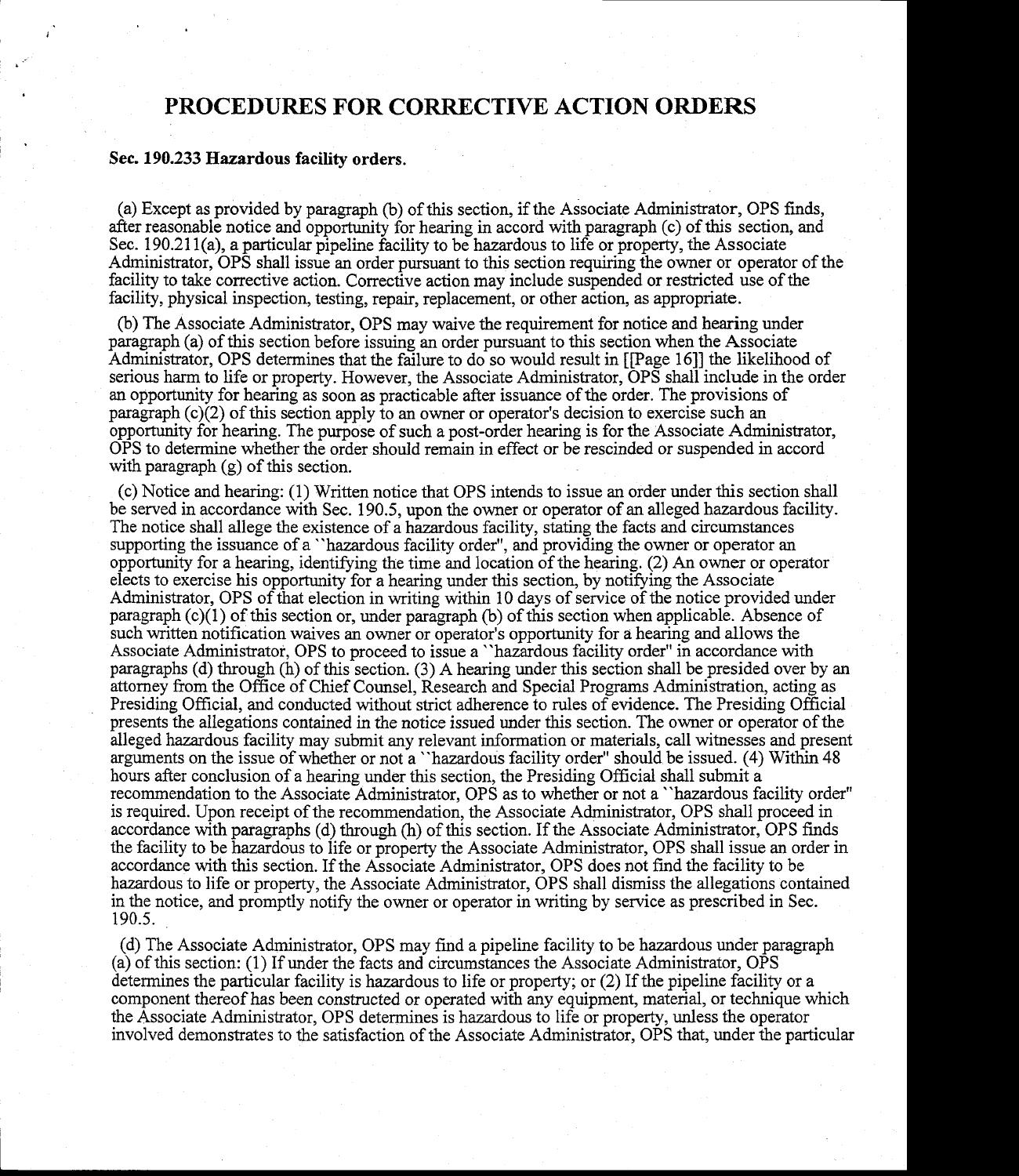# PROCEDURES FOR CORRECTIVE ACTION ORDERS

**Sec. 190.233 Hazardous facility orders.**

(a) Except as provided by paragraph (b) of this section, if the Associate Administrator, OPS finds, after reasonable notice and opportunity for hearing in accord with paragraph (c) of this section, and Sec. 190.211(a), a particular pipeline facility to be hazardous to life or property, the Associate Administrator, OPS shall issue an order pursuant to this section requiring the owner or operator of the facility to take corrective action. Corrective action may include suspended or restricted use of the facility, physical inspection, testing, repair, replacement, or other action, as appropriate.

(b) The Associate Administrator, OPS may waive the requirement for notice and hearing under paragraph (a) of this section before issuing an order pursuant to this section when the Associate Administrator, OPS determines that the failure to do so would result in [[Page 16]] the likelihood of serious harm to life or property. However, the Associate Administrator, OPS shall include in the order an opportunity for hearing as soon as practicable after issuance of the order. The provisions of paragraph (c)(2) of this section apply to an owner or operator's decision to exercise such an opportunity for hearing. The purpose of such a post-order hearing is for the Associate Administrator, OPS to determine whether the order should remain in effect or be rescinded or suspended in accord with paragraph (g) of this section.

(c) Notice and hearing: (1) Written notice that OPS intends to issue an order under this section shall be served in accordance with Sec. 190.5, upon the owner or operator of an alleged hazardous facility. The notice shall allege the existence of a hazardous facility, stating the facts and circumstances supporting the issuance of a ``hazardous facility order'', and providing the owner or operator an opportunity for a hearing, identifying the time and location of the hearing. (2) An owner or operator elects to exercise his opportunity for a hearing under this section, by notifying the Associate Administrator, OPS of that election in writing within 10 days of service of the notice provided under paragraph (c)(1) of this section or, under paragraph (b) of this section when applicable. Absence of such written notification waives an owner or operator's opportunity for a hearing and allows the Associate Administrator, OPS to proceed to issue a ``hazardous facility order'' in accordance with paragraphs (d) through (h) of this section. (3) A hearing under this section shall be presided over by an attorney from the Office of Chief Counsel, Research and Special Programs Administration, acting as Presiding Official, and conducted without strict adherence to rules of evidence. The Presiding Official presents the allegations contained in the notice issued under this section. The owner or operator of the alleged hazardous facility may submit any relevant information or materials, call witnesses and present arguments on the issue of whether or not a ``hazardous facility order'' should be issued. (4) Within 48 hours after conclusion of a hearing under this section, the Presiding Official shall submit a recommendation to the Associate Administrator, OPS as to whether or not a ``hazardous facility order'' is required. Upon receipt of the recommendation, the Associate Administrator, OPS shall proceed in accordance with paragraphs (d) through (h) of this section. If the Associate Administrator, OPS finds the facility to be hazardous to life or property the Associate Administrator, OPS shall issue an order in accordance with this section. If the Associate Administrator, OPS does not find the facility to be hazardous to life or property, the Associate Administrator, OPS shall dismiss the allegations contained in the notice, and promptly notify the owner or operator in writing by service as prescribed in Sec. 190.5.

(d) The Associate Administrator, OPS may find a pipeline facility to be hazardous under paragraph (a) of this section: (1) If under the facts and circumstances the Associate Administrator, OPS determines the particular facility is hazardous to life or property; or (2) If the pipeline facility or a component thereof has been constructed or operated with any equipment, material, or technique which the Associate Administrator, OPS determines is hazardous to life or property, unless the operator involved demonstrates to the satisfaction of the Associate Administrator, OPS that, under the particular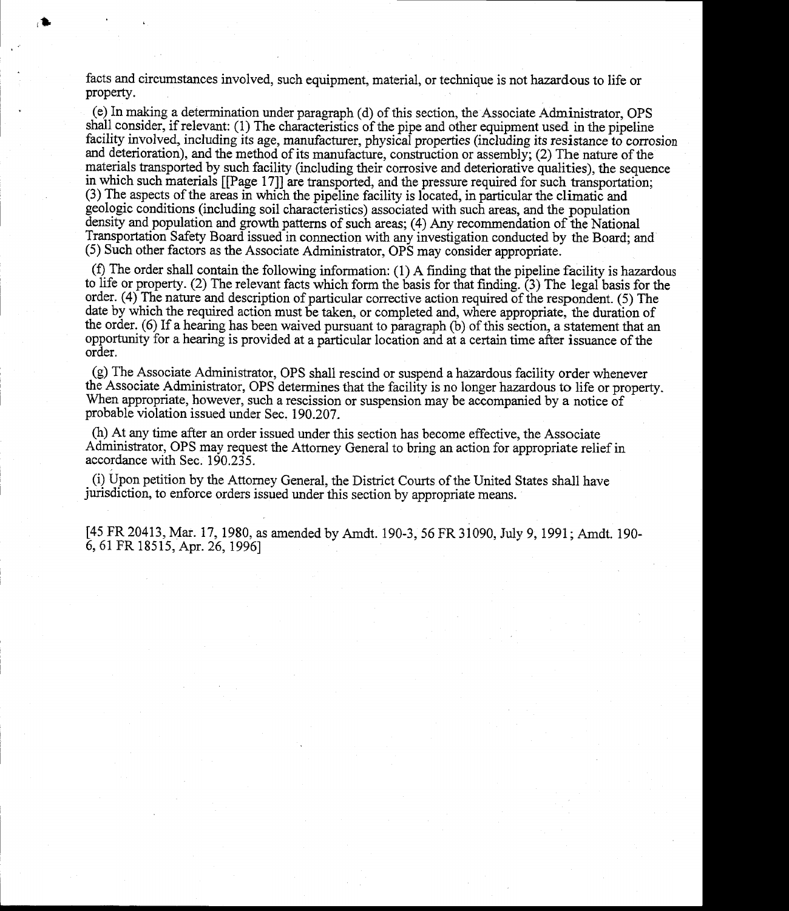facts and circumstances involved, such equipment, material, or technique is not hazardous to life or property.

(e) In making a determination under paragraph (d) of this section, the Associate Administrator, OPS shall consider, if relevant: (1) The characteristics of the pipe and other equipment used in the pipeline facility involved, including its age, manufacturer, physical properties (including its resistance to corrosion and deterioration), and the method of its manufacture, construction or assembly; (2) The nature of the materials transported by such facility (including their corrosive and deteriorative qualities), the sequence in which such materials [[Page 17]] are transported, and the pressure required for such transportation; (3) The aspects of the areas in which the pipeline facility is located, in particular the climatic and geologic conditions (including soil characteristics) associated with such areas, and the population density and population and growth patterns of such areas; (4) Any recommendation of the National Transportation Safety Board issued in connection with any investigation conducted by the Board; and (5) Such other factors as the Associate Administrator, OPS may consider appropriate.

(f) The order shall contain the following information: (1) A finding that the pipeline facility is hazardous to life or property. (2) The relevant facts which form the basis for that finding. (3) The legal basis for the order. (4) The nature and description of particular corrective action required of the respondent. (5) The date by which the required action must be taken, or completed and, where appropriate, the duration of the order. (6) If a hearing has been waived pursuant to paragraph (b) of this section, a statement that an opportunity for a hearing is provided at a particular location and at a certain time after issuance of the order.

(g) The Associate Administrator, OPS shall rescind or suspend a hazardous facility order whenever the Associate Administrator, OPS determines that the facility is no longer hazardous to life or property. When appropriate, however, such a rescission or suspension may be accompanied by a notice of probable violation issued under Sec. 190.207.

(h) At any time after an order issued under this section has become effective, the Associate Administrator, OPS may request the Attorney General to bring an action for appropriate relief in accordance with Sec. 190.235.

(i) Upon petition by the Attorney General, the District Courts of the United States shall have jurisdiction, to enforce orders issued under this section by appropriate means.

[45 FR 20413, Mar. 17, 1980, as amended by Amdt. 190-3, 56 FR 31090, July 9, 1991; Amdt. 190-6, 61 FR 18515, Apr. 26, 1996]